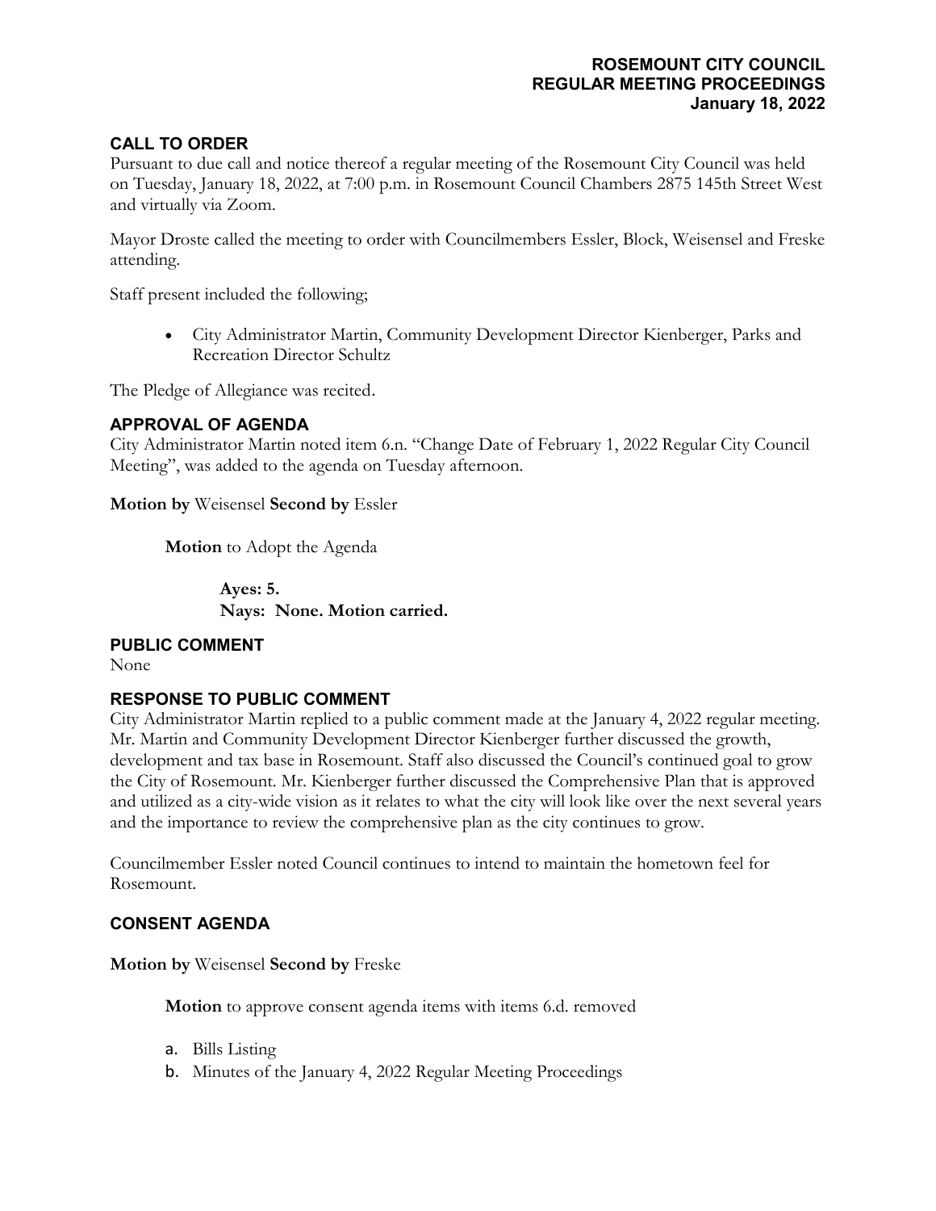**ROSEMOUNT CITY COUNCIL**
**REGULAR MEETING PROCEEDINGS**
**January 18, 2022**

## CALL TO ORDER

Pursuant to due call and notice thereof a regular meeting of the Rosemount City Council was held on Tuesday, January 18, 2022, at 7:00 p.m. in Rosemount Council Chambers 2875 145th Street West and virtually via Zoom.

Mayor Droste called the meeting to order with Councilmembers Essler, Block, Weisensel and Freske attending.

Staff present included the following;

- City Administrator Martin, Community Development Director Kienberger, Parks and Recreation Director Schultz

The Pledge of Allegiance was recited.

## APPROVAL OF AGENDA

City Administrator Martin noted item 6.n. "Change Date of February 1, 2022 Regular City Council Meeting", was added to the agenda on Tuesday afternoon.

**Motion by** Weisensel **Second by** Essler

**Motion** to Adopt the Agenda

**Ayes: 5.**
**Nays: None. Motion carried.**

## PUBLIC COMMENT

None

## RESPONSE TO PUBLIC COMMENT

City Administrator Martin replied to a public comment made at the January 4, 2022 regular meeting. Mr. Martin and Community Development Director Kienberger further discussed the growth, development and tax base in Rosemount. Staff also discussed the Council's continued goal to grow the City of Rosemount. Mr. Kienberger further discussed the Comprehensive Plan that is approved and utilized as a city-wide vision as it relates to what the city will look like over the next several years and the importance to review the comprehensive plan as the city continues to grow.

Councilmember Essler noted Council continues to intend to maintain the hometown feel for Rosemount.

## CONSENT AGENDA

**Motion by** Weisensel **Second by** Freske

**Motion** to approve consent agenda items with items 6.d. removed

a. Bills Listing
b. Minutes of the January 4, 2022 Regular Meeting Proceedings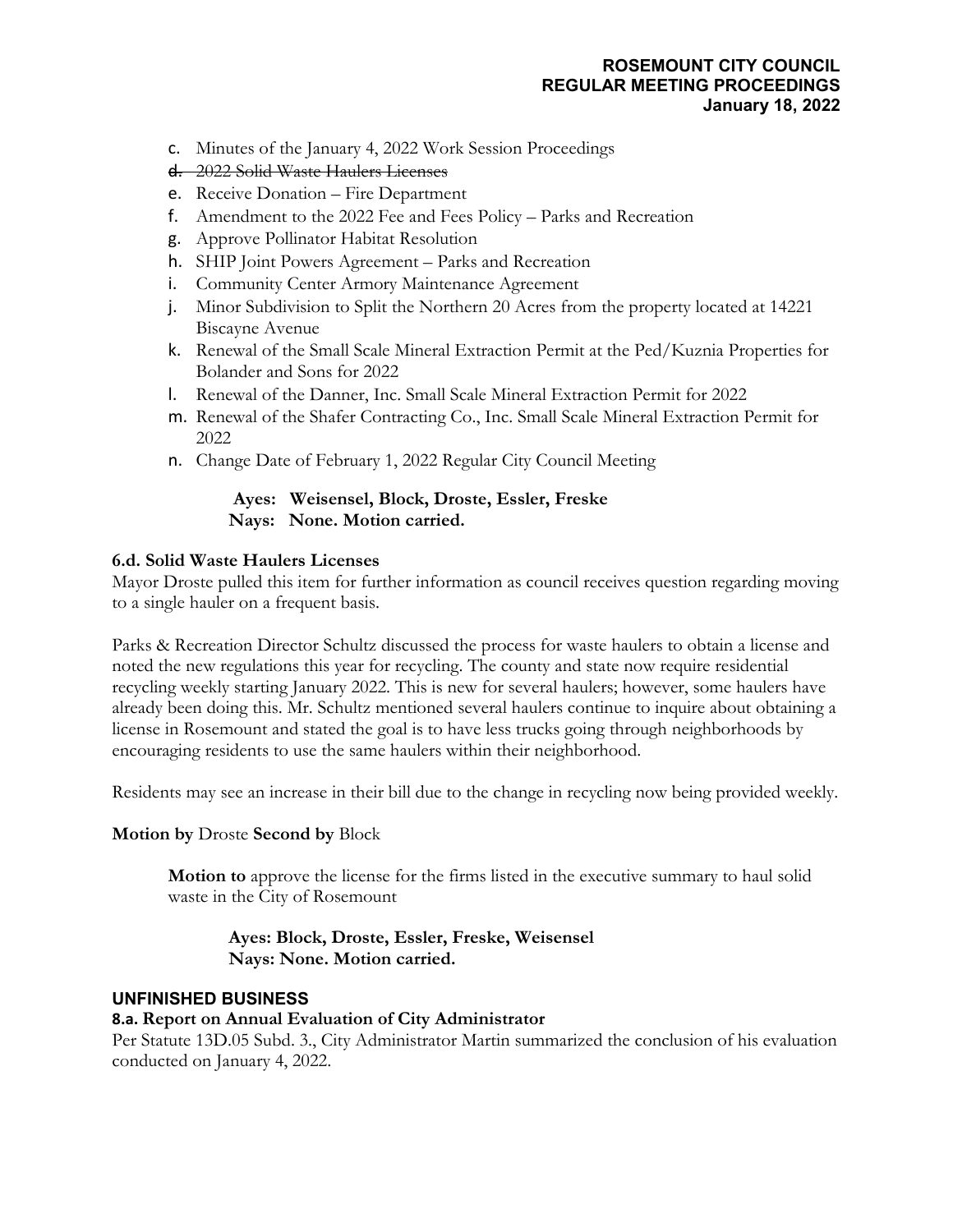c. Minutes of the January 4, 2022 Work Session Proceedings
d. ~~2022 Solid Waste Haulers Licenses~~
e. Receive Donation – Fire Department
f. Amendment to the 2022 Fee and Fees Policy – Parks and Recreation
g. Approve Pollinator Habitat Resolution
h. SHIP Joint Powers Agreement – Parks and Recreation
i. Community Center Armory Maintenance Agreement
j. Minor Subdivision to Split the Northern 20 Acres from the property located at 14221 Biscayne Avenue
k. Renewal of the Small Scale Mineral Extraction Permit at the Ped/Kuznia Properties for Bolander and Sons for 2022
l. Renewal of the Danner, Inc. Small Scale Mineral Extraction Permit for 2022
m. Renewal of the Shafer Contracting Co., Inc. Small Scale Mineral Extraction Permit for 2022
n. Change Date of February 1, 2022 Regular City Council Meeting

**Ayes: Weisensel, Block, Droste, Essler, Freske**
**Nays: None. Motion carried.**

**6.d. Solid Waste Haulers Licenses**
Mayor Droste pulled this item for further information as council receives question regarding moving to a single hauler on a frequent basis.

Parks & Recreation Director Schultz discussed the process for waste haulers to obtain a license and noted the new regulations this year for recycling. The county and state now require residential recycling weekly starting January 2022. This is new for several haulers; however, some haulers have already been doing this. Mr. Schultz mentioned several haulers continue to inquire about obtaining a license in Rosemount and stated the goal is to have less trucks going through neighborhoods by encouraging residents to use the same haulers within their neighborhood.

Residents may see an increase in their bill due to the change in recycling now being provided weekly.

**Motion by** Droste **Second by** Block

**Motion to** approve the license for the firms listed in the executive summary to haul solid waste in the City of Rosemount

**Ayes: Block, Droste, Essler, Freske, Weisensel**
**Nays: None. Motion carried.**

## UNFINISHED BUSINESS

**8.a. Report on Annual Evaluation of City Administrator**
Per Statute 13D.05 Subd. 3., City Administrator Martin summarized the conclusion of his evaluation conducted on January 4, 2022.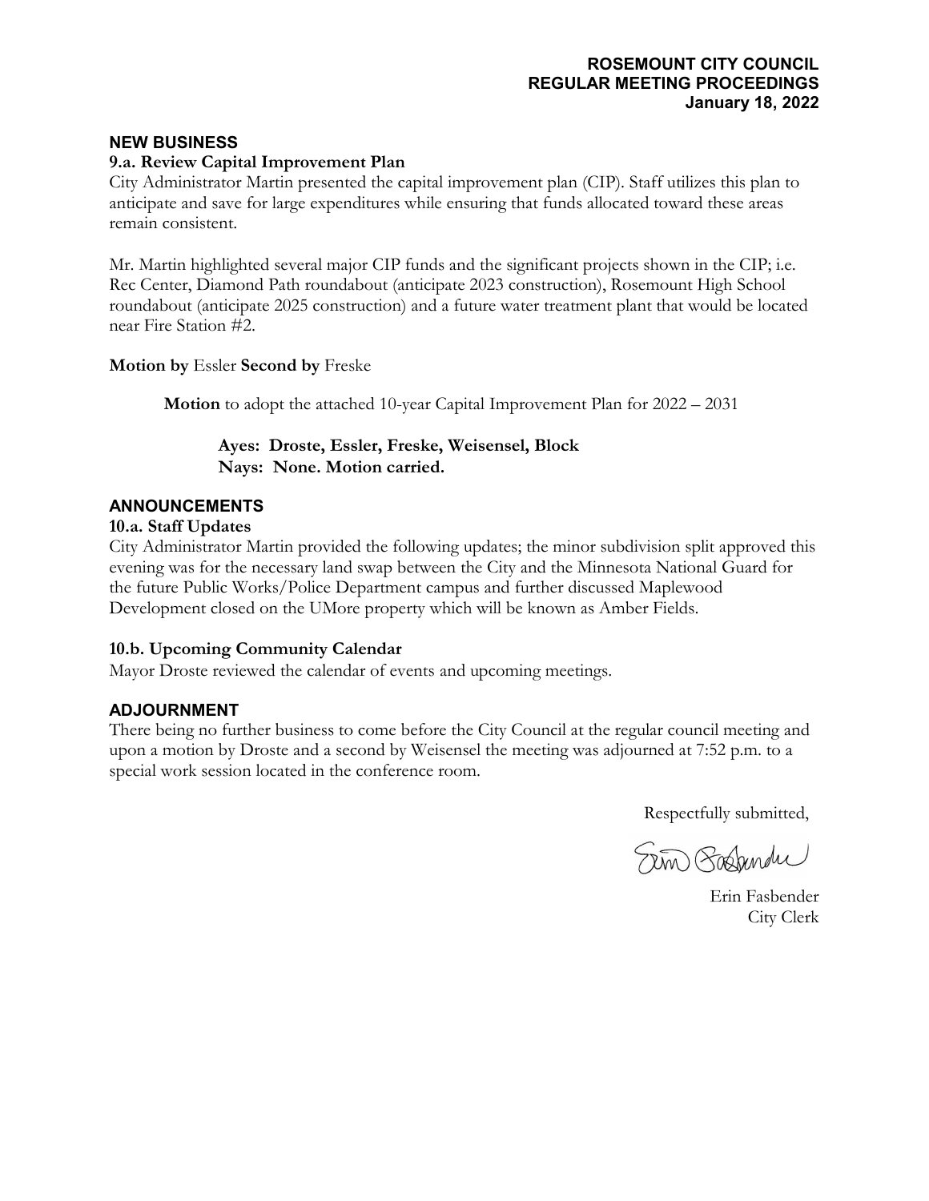## NEW BUSINESS

### 9.a. Review Capital Improvement Plan

City Administrator Martin presented the capital improvement plan (CIP). Staff utilizes this plan to anticipate and save for large expenditures while ensuring that funds allocated toward these areas remain consistent.

Mr. Martin highlighted several major CIP funds and the significant projects shown in the CIP; i.e. Rec Center, Diamond Path roundabout (anticipate 2023 construction), Rosemount High School roundabout (anticipate 2025 construction) and a future water treatment plant that would be located near Fire Station #2.

**Motion by** Essler **Second by** Freske

**Motion** to adopt the attached 10-year Capital Improvement Plan for 2022 – 2031

**Ayes: Droste, Essler, Freske, Weisensel, Block**
**Nays: None. Motion carried.**

## ANNOUNCEMENTS

### 10.a. Staff Updates

City Administrator Martin provided the following updates; the minor subdivision split approved this evening was for the necessary land swap between the City and the Minnesota National Guard for the future Public Works/Police Department campus and further discussed Maplewood Development closed on the UMore property which will be known as Amber Fields.

### 10.b. Upcoming Community Calendar

Mayor Droste reviewed the calendar of events and upcoming meetings.

## ADJOURNMENT

There being no further business to come before the City Council at the regular council meeting and upon a motion by Droste and a second by Weisensel the meeting was adjourned at 7:52 p.m. to a special work session located in the conference room.

Respectfully submitted,

Erin Fasbender
City Clerk